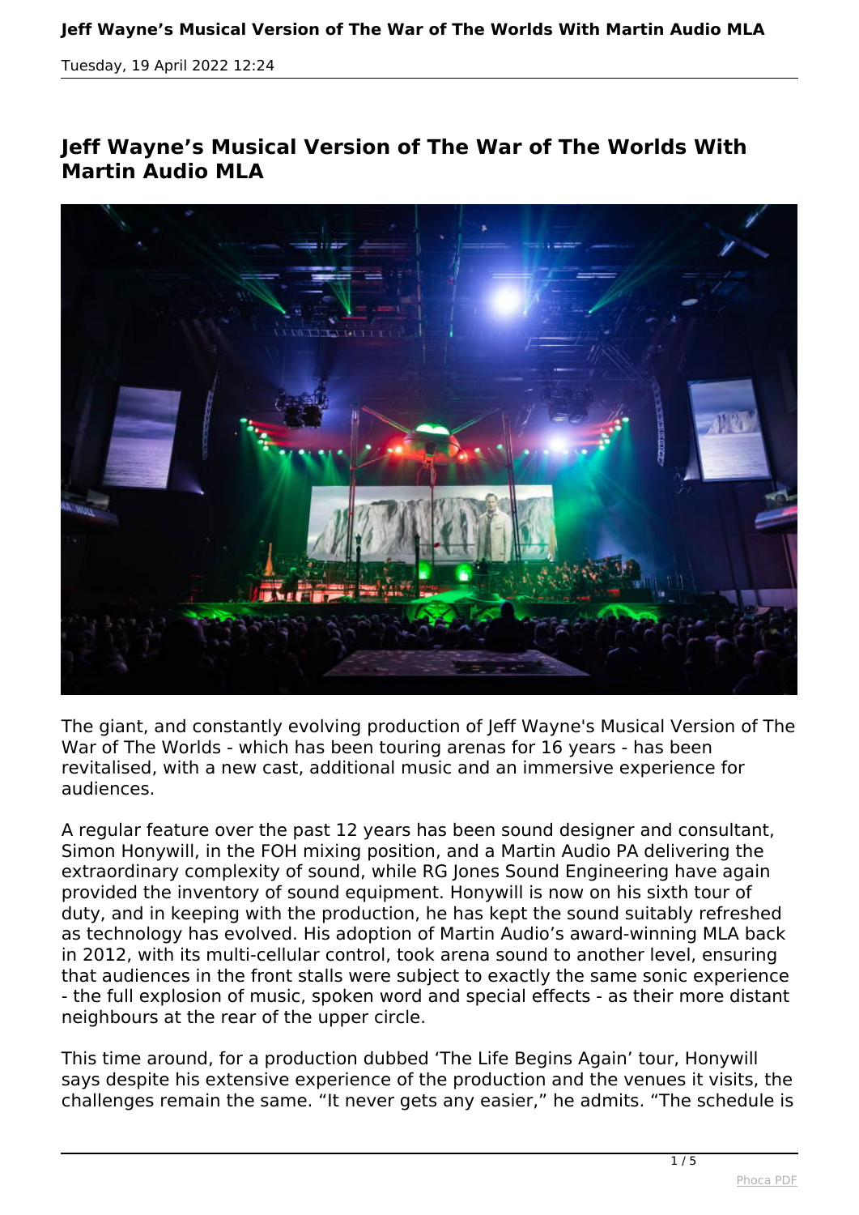# Jeff Wayne's Musical Version of The War of The Worlds With Martin Audio MLA

The giant, and constantly evolving production of Jeff Wayne's Musical Version of The War of The Worlds - which has been touring arenas for 16 years - has been revitalised, with a new cast, additional music and an immersive experience for audiences.

A regular feature over the past 12 years has been sound designer and consultant, Simon Honywill, in the FOH mixing position, and a Martin Audio PA delivering the extraordinary complexity of sound, while RG Jones Sound Engineering have again provided the inventory of sound equipment. Honywill is now on his sixth tour of duty, and in keeping with the production, he has kept the sound suitably refreshed as technology has evolved. His adoption of Martin Audio's award-winning MLA back in 2012, with its multi-cellular control, took arena sound to another level, ensuring that audiences in the front stalls were subject to exactly the same sonic experience - the full explosion of music, spoken word and special effects - as their more distant neighbours at the rear of the upper circle.

This time around, for a production dubbed 'The Life Begins Again' tour, Honywill says despite his extensive experience of the production and the venues it visits, the challenges remain the same. "It never gets any easier," he admits. "The schedule is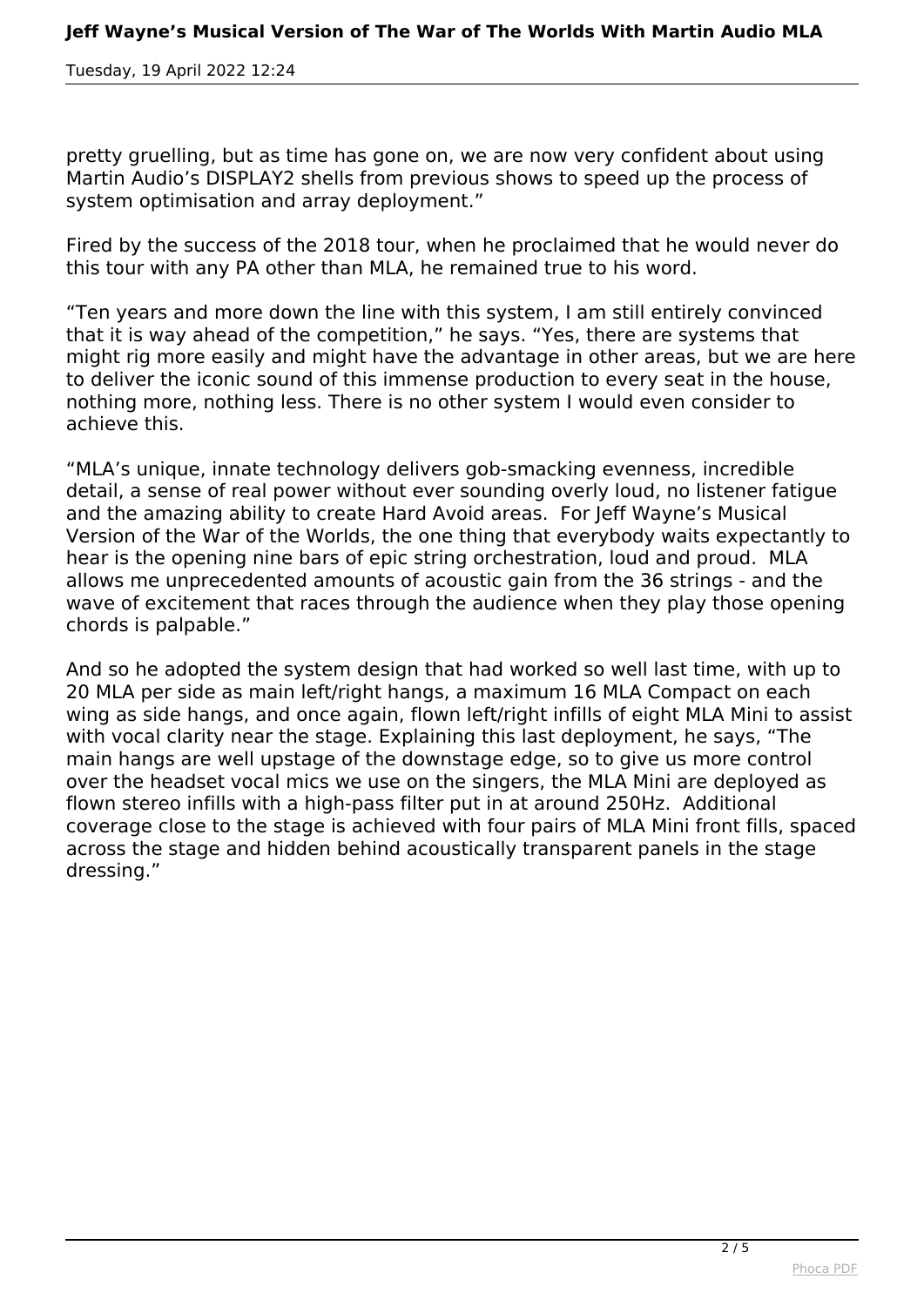pretty gruelling, but as time has gone on, we are now very confident about using Martin Audio's DISPLAY2 shells from previous shows to speed up the process of system optimisation and array deployment."

Fired by the success of the 2018 tour, when he proclaimed that he would never do this tour with any PA other than MLA, he remained true to his word.

"Ten years and more down the line with this system, I am still entirely convinced that it is way ahead of the competition," he says. "Yes, there are systems that might rig more easily and might have the advantage in other areas, but we are here to deliver the iconic sound of this immense production to every seat in the house, nothing more, nothing less. There is no other system I would even consider to achieve this.

"MLA's unique, innate technology delivers gob-smacking evenness, incredible detail, a sense of real power without ever sounding overly loud, no listener fatigue and the amazing ability to create Hard Avoid areas. For Jeff Wayne's Musical Version of the War of the Worlds, the one thing that everybody waits expectantly to hear is the opening nine bars of epic string orchestration, loud and proud. MLA allows me unprecedented amounts of acoustic gain from the 36 strings - and the wave of excitement that races through the audience when they play those opening chords is palpable."

And so he adopted the system design that had worked so well last time, with up to 20 MLA per side as main left/right hangs, a maximum 16 MLA Compact on each wing as side hangs, and once again, flown left/right infills of eight MLA Mini to assist with vocal clarity near the stage. Explaining this last deployment, he says, "The main hangs are well upstage of the downstage edge, so to give us more control over the headset vocal mics we use on the singers, the MLA Mini are deployed as flown stereo infills with a high-pass filter put in at around 250Hz. Additional coverage close to the stage is achieved with four pairs of MLA Mini front fills, spaced across the stage and hidden behind acoustically transparent panels in the stage dressing."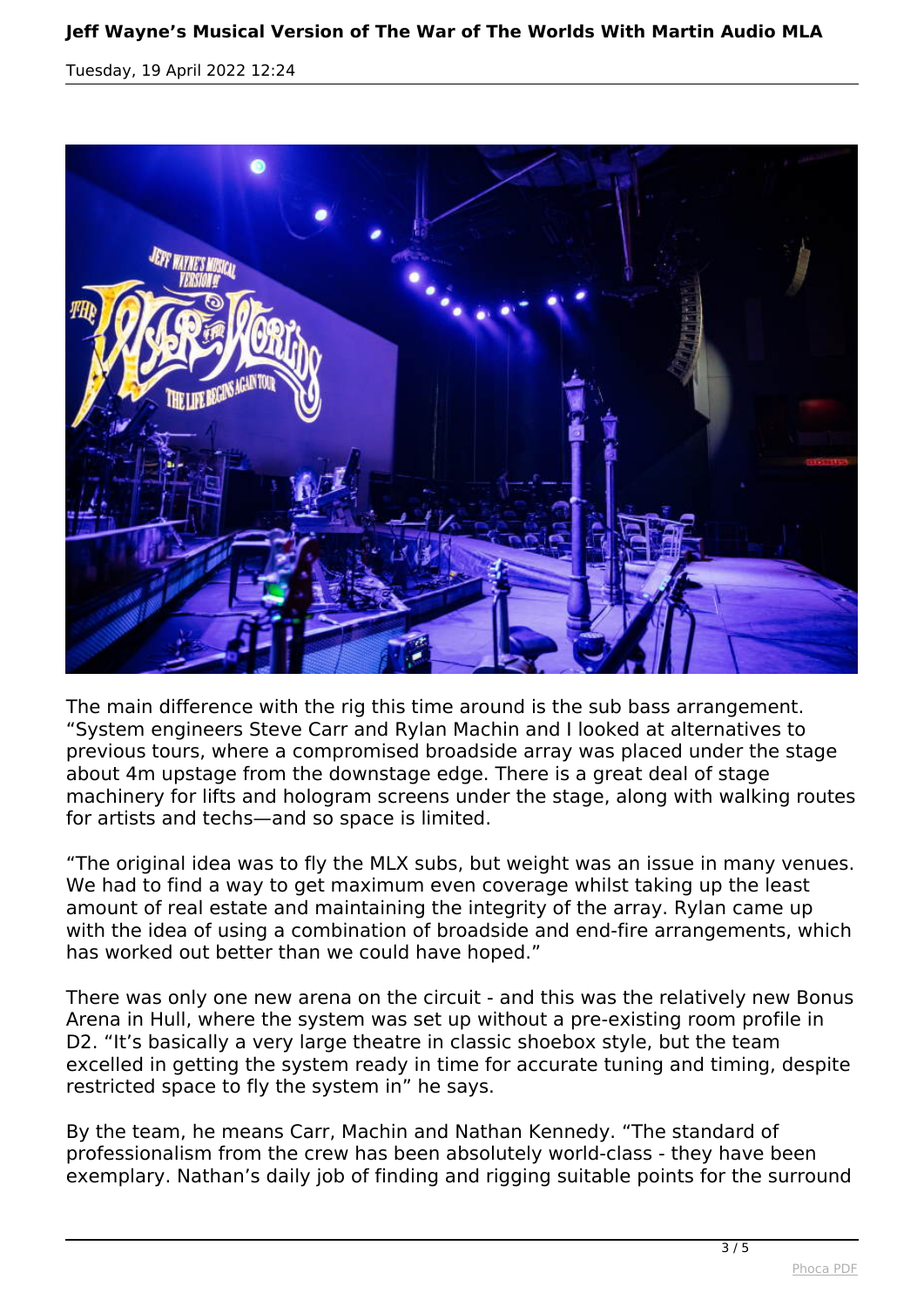The main difference with the rig this time around is the sub bass arrangement. "System engineers Steve Carr and Rylan Machin and I looked at alternatives to previous tours, where a compromised broadside array was placed under the stage about 4m upstage from the downstage edge. There is a great deal of stage machinery for lifts and hologram screens under the stage, along with walking routes for artists and techs—and so space is limited.

"The original idea was to fly the MLX subs, but weight was an issue in many venues. We had to find a way to get maximum even coverage whilst taking up the least amount of real estate and maintaining the integrity of the array. Rylan came up with the idea of using a combination of broadside and end-fire arrangements, which has worked out better than we could have hoped."

There was only one new arena on the circuit - and this was the relatively new Bonus Arena in Hull, where the system was set up without a pre-existing room profile in D2. "It's basically a very large theatre in classic shoebox style, but the team excelled in getting the system ready in time for accurate tuning and timing, despite restricted space to fly the system in" he says.

By the team, he means Carr, Machin and Nathan Kennedy. "The standard of professionalism from the crew has been absolutely world-class - they have been exemplary. Nathan's daily job of finding and rigging suitable points for the surround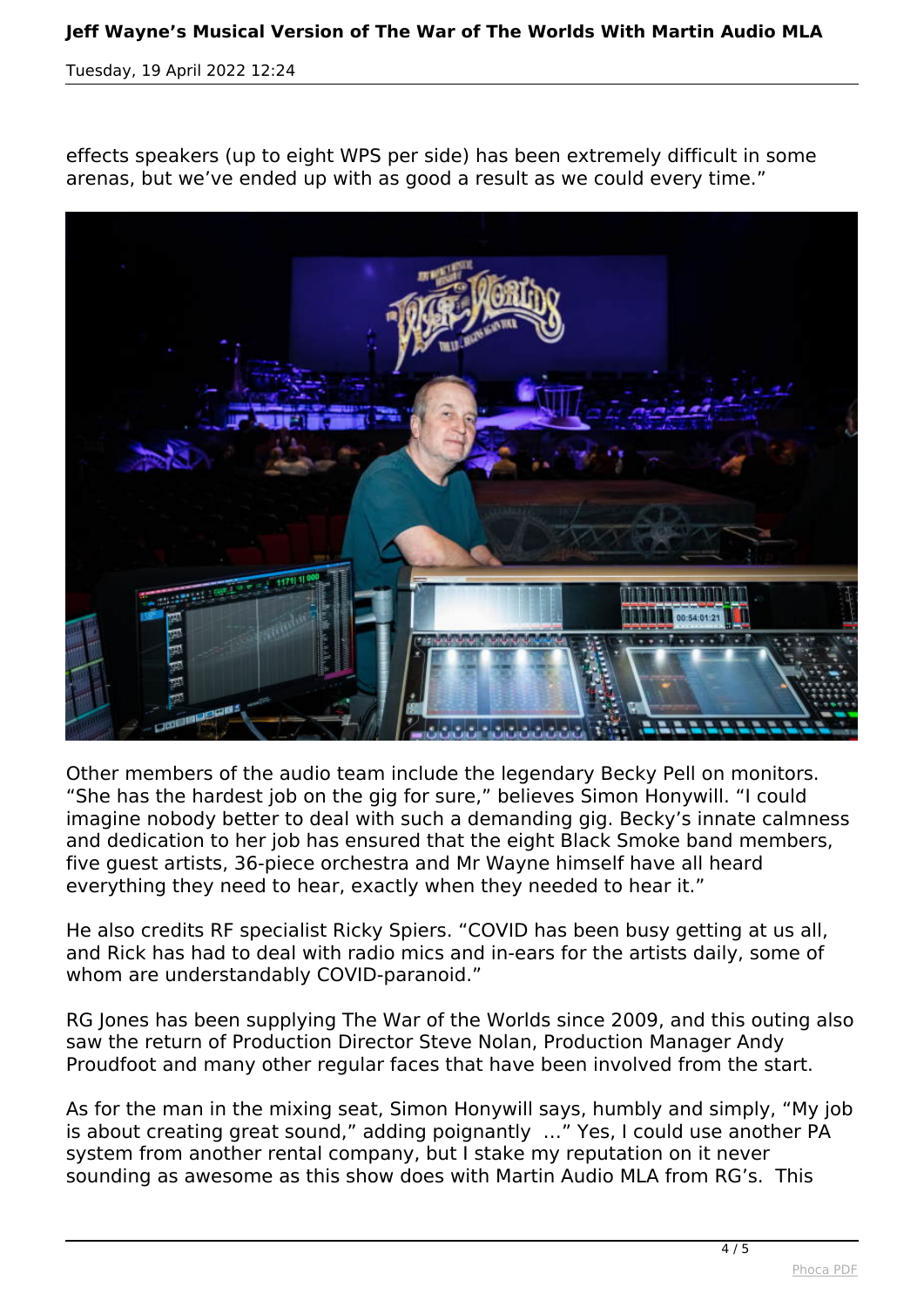effects speakers (up to eight WPS per side) has been extremely difficult in some arenas, but we've ended up with as good a result as we could every time."

Other members of the audio team include the legendary Becky Pell on monitors. "She has the hardest job on the gig for sure," believes Simon Honywill. "I could imagine nobody better to deal with such a demanding gig. Becky's innate calmness and dedication to her job has ensured that the eight Black Smoke band members, five guest artists, 36-piece orchestra and Mr Wayne himself have all heard everything they need to hear, exactly when they needed to hear it."

He also credits RF specialist Ricky Spiers. "COVID has been busy getting at us all, and Rick has had to deal with radio mics and in-ears for the artists daily, some of whom are understandably COVID-paranoid."

RG Jones has been supplying The War of the Worlds since 2009, and this outing also saw the return of Production Director Steve Nolan, Production Manager Andy Proudfoot and many other regular faces that have been involved from the start.

As for the man in the mixing seat, Simon Honywill says, humbly and simply, "My job is about creating great sound," adding poignantly …" Yes, I could use another PA system from another rental company, but I stake my reputation on it never sounding as awesome as this show does with Martin Audio MLA from RG's. This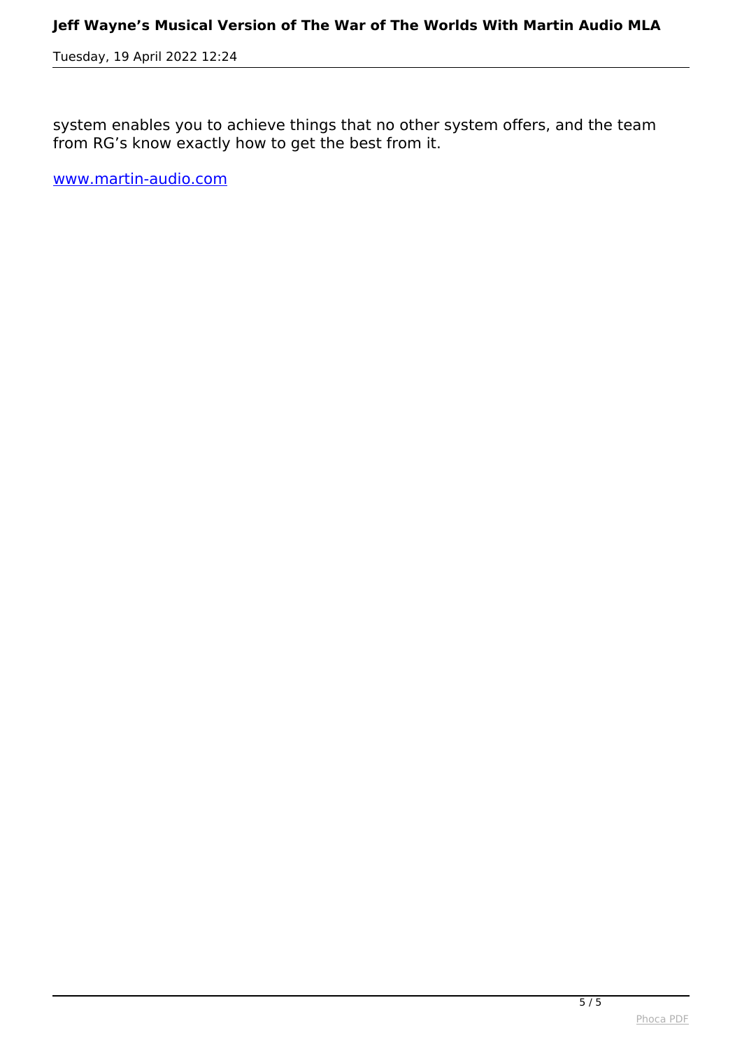system enables you to achieve things that no other system offers, and the team from RG's know exactly how to get the best from it.

[www.martin-audio.com](http://www.martin-audio.com)